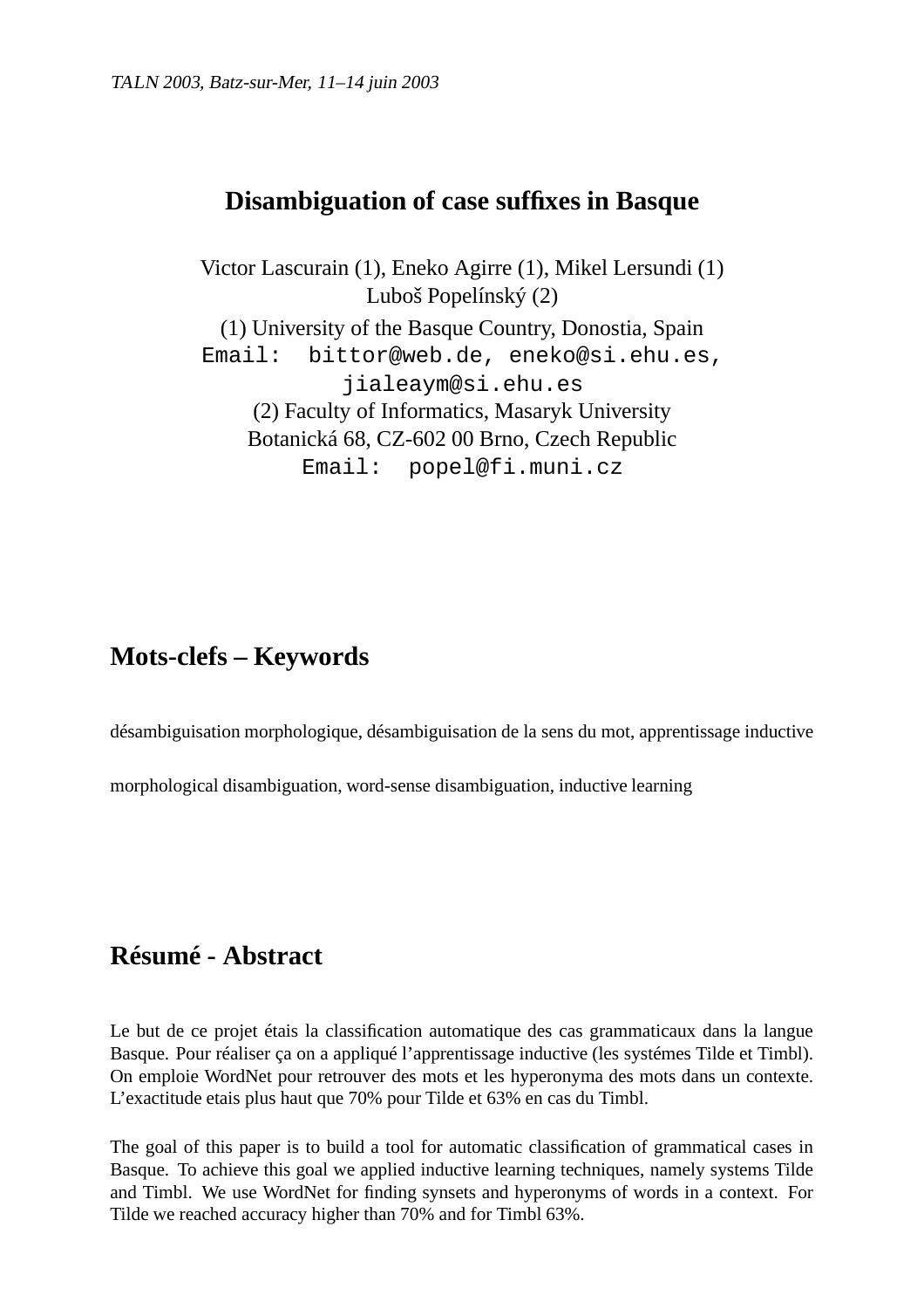*TALN 2003, Batz-sur-Mer, 11–14 juin 2003*

# Disambiguation of case suffixes in Basque

Victor Lascurain (1), Eneko Agirre (1), Mikel Lersundi (1)
Luboš Popelínský (2)

(1) University of the Basque Country, Donostia, Spain
Email: bittor@web.de, eneko@si.ehu.es, jialeaym@si.ehu.es
(2) Faculty of Informatics, Masaryk University
Botanická 68, CZ-602 00 Brno, Czech Republic
Email: popel@fi.muni.cz

## Mots-clefs – Keywords

désambiguisation morphologique, désambiguisation de la sens du mot, apprentissage inductive

morphological disambiguation, word-sense disambiguation, inductive learning

## Résumé - Abstract

Le but de ce projet étais la classification automatique des cas grammaticaux dans la langue Basque. Pour réaliser ça on a appliqué l'apprentissage inductive (les systémes Tilde et Timbl). On emploie WordNet pour retrouver des mots et les hyperonyma des mots dans un contexte. L'exactitude etais plus haut que 70% pour Tilde et 63% en cas du Timbl.

The goal of this paper is to build a tool for automatic classification of grammatical cases in Basque. To achieve this goal we applied inductive learning techniques, namely systems Tilde and Timbl. We use WordNet for finding synsets and hyperonyms of words in a context. For Tilde we reached accuracy higher than 70% and for Timbl 63%.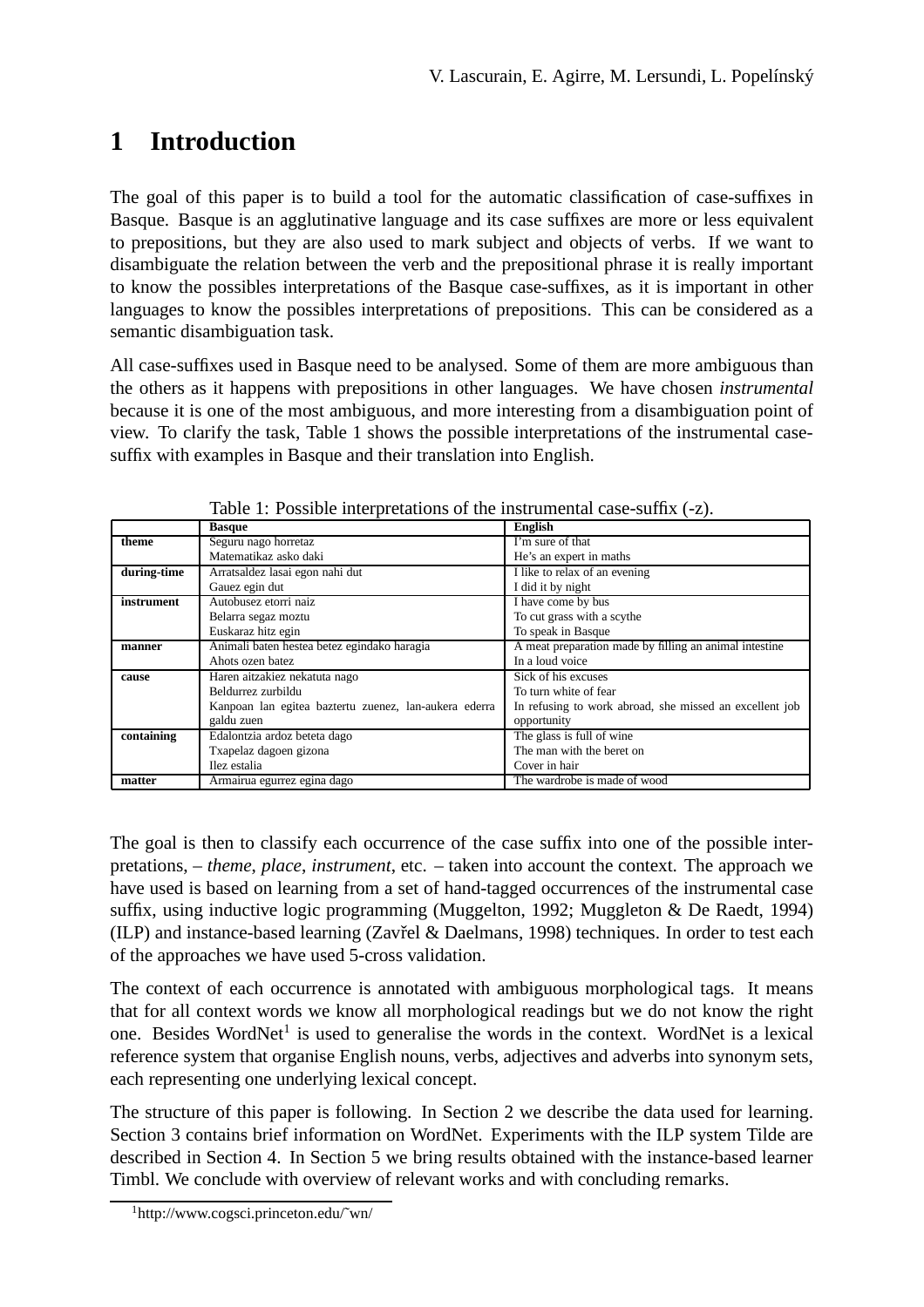# 1 Introduction

The goal of this paper is to build a tool for the automatic classification of case-suffixes in Basque. Basque is an agglutinative language and its case suffixes are more or less equivalent to prepositions, but they are also used to mark subject and objects of verbs. If we want to disambiguate the relation between the verb and the prepositional phrase it is really important to know the possibles interpretations of the Basque case-suffixes, as it is important in other languages to know the possibles interpretations of prepositions. This can be considered as a semantic disambiguation task.

All case-suffixes used in Basque need to be analysed. Some of them are more ambiguous than the others as it happens with prepositions in other languages. We have chosen *instrumental* because it is one of the most ambiguous, and more interesting from a disambiguation point of view. To clarify the task, Table 1 shows the possible interpretations of the instrumental case-suffix with examples in Basque and their translation into English.

Table 1: Possible interpretations of the instrumental case-suffix (-z).

| | **Basque** | **English** |
|---|---|---|
| **theme** | Seguru nago horretaz | I'm sure of that |
| | Matematikaz asko daki | He's an expert in maths |
| **during-time** | Arratsaldez lasai egon nahi dut | I like to relax of an evening |
| | Gauez egin dut | I did it by night |
| **instrument** | Autobusez etorri naiz | I have come by bus |
| | Belarra segaz moztu | To cut grass with a scythe |
| | Euskaraz hitz egin | To speak in Basque |
| **manner** | Animali baten hestea betez egindako haragia | A meat preparation made by filling an animal intestine |
| | Ahots ozen batez | In a loud voice |
| **cause** | Haren aitzakiez nekatuta nago | Sick of his excuses |
| | Beldurrez zurbildu | To turn white of fear |
| | Kanpoan lan egitea baztertu zuenez, lan-aukera ederra galdu zuen | In refusing to work abroad, she missed an excellent job opportunity |
| **containing** | Edalontzia ardoz beteta dago | The glass is full of wine |
| | Txapelaz dagoen gizona | The man with the beret on |
| | Ilez estalia | Cover in hair |
| **matter** | Armairua egurrez egina dago | The wardrobe is made of wood |

The goal is then to classify each occurrence of the case suffix into one of the possible interpretations, – *theme*, *place*, *instrument*, etc. – taken into account the context. The approach we have used is based on learning from a set of hand-tagged occurrences of the instrumental case suffix, using inductive logic programming (Muggelton, 1992; Muggleton & De Raedt, 1994) (ILP) and instance-based learning (Zavřel & Daelmans, 1998) techniques. In order to test each of the approaches we have used 5-cross validation.

The context of each occurrence is annotated with ambiguous morphological tags. It means that for all context words we know all morphological readings but we do not know the right one. Besides WordNet[1] is used to generalise the words in the context. WordNet is a lexical reference system that organise English nouns, verbs, adjectives and adverbs into synonym sets, each representing one underlying lexical concept.

The structure of this paper is following. In Section 2 we describe the data used for learning. Section 3 contains brief information on WordNet. Experiments with the ILP system Tilde are described in Section 4. In Section 5 we bring results obtained with the instance-based learner Timbl. We conclude with overview of relevant works and with concluding remarks.

[1] http://www.cogsci.princeton.edu/˜wn/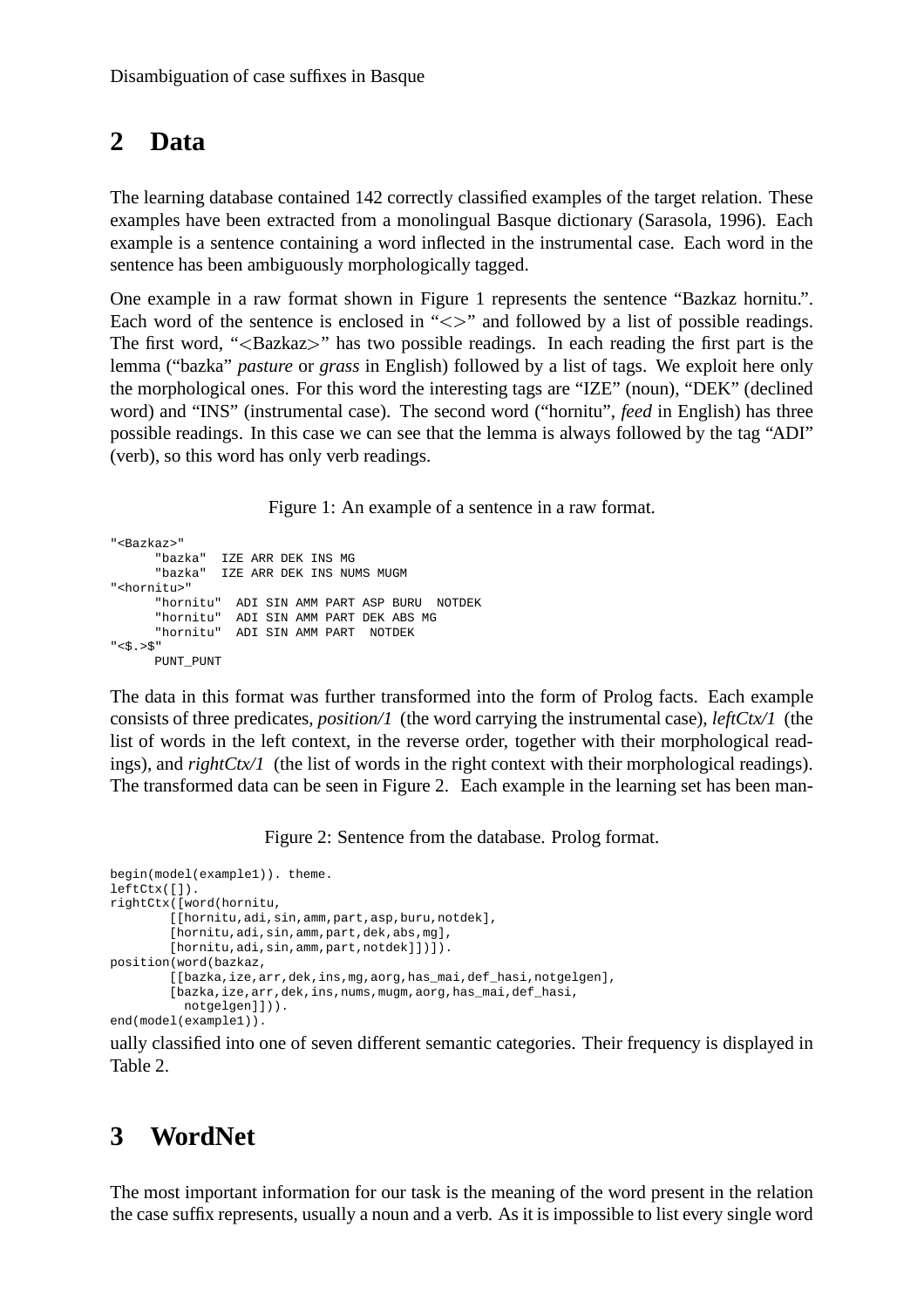## 2 Data

The learning database contained 142 correctly classified examples of the target relation. These examples have been extracted from a monolingual Basque dictionary (Sarasola, 1996). Each example is a sentence containing a word inflected in the instrumental case. Each word in the sentence has been ambiguously morphologically tagged.

One example in a raw format shown in Figure 1 represents the sentence "Bazkaz hornitu.". Each word of the sentence is enclosed in "<>" and followed by a list of possible readings. The first word, "<Bazkaz>" has two possible readings. In each reading the first part is the lemma ("bazka" *pasture* or *grass* in English) followed by a list of tags. We exploit here only the morphological ones. For this word the interesting tags are "IZE" (noun), "DEK" (declined word) and "INS" (instrumental case). The second word ("hornitu", *feed* in English) has three possible readings. In this case we can see that the lemma is always followed by the tag "ADI" (verb), so this word has only verb readings.

Figure 1: An example of a sentence in a raw format.

```
"<Bazkaz>"
      "bazka"  IZE ARR DEK INS MG
      "bazka"  IZE ARR DEK INS NUMS MUGM
"<hornitu>"
      "hornitu"  ADI SIN AMM PART ASP BURU  NOTDEK
      "hornitu"  ADI SIN AMM PART DEK ABS MG
      "hornitu"  ADI SIN AMM PART  NOTDEK
"<$.>$"
      PUNT_PUNT
```

The data in this format was further transformed into the form of Prolog facts. Each example consists of three predicates, *position/1* (the word carrying the instrumental case), *leftCtx/1* (the list of words in the left context, in the reverse order, together with their morphological readings), and *rightCtx/1* (the list of words in the right context with their morphological readings). The transformed data can be seen in Figure 2. Each example in the learning set has been manually classified into one of seven different semantic categories. Their frequency is displayed in Table 2.

Figure 2: Sentence from the database. Prolog format.

```
begin(model(example1)). theme.
leftCtx([]).
rightCtx([word(hornitu,
        [[hornitu,adi,sin,amm,part,asp,buru,notdek],
        [hornitu,adi,sin,amm,part,dek,abs,mg],
        [hornitu,adi,sin,amm,part,notdek]])]).
position(word(bazkaz,
        [[bazka,ize,arr,dek,ins,mg,aorg,has_mai,def_hasi,notgelgen],
        [bazka,ize,arr,dek,ins,nums,mugm,aorg,has_mai,def_hasi,
          notgelgen]])).
end(model(example1)).
```

## 3 WordNet

The most important information for our task is the meaning of the word present in the relation the case suffix represents, usually a noun and a verb. As it is impossible to list every single word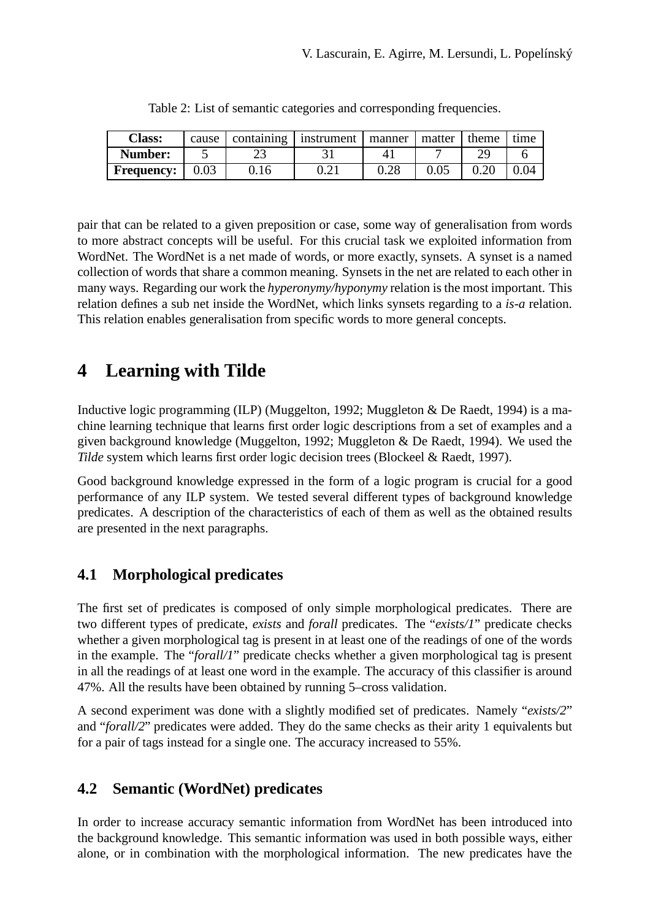Table 2: List of semantic categories and corresponding frequencies.

| **Class:** | cause | containing | instrument | manner | matter | theme | time |
|---|---|---|---|---|---|---|---|
| **Number:** | 5 | 23 | 31 | 41 | 7 | 29 | 6 |
| **Frequency:** | 0.03 | 0.16 | 0.21 | 0.28 | 0.05 | 0.20 | 0.04 |

pair that can be related to a given preposition or case, some way of generalisation from words to more abstract concepts will be useful. For this crucial task we exploited information from WordNet. The WordNet is a net made of words, or more exactly, synsets. A synset is a named collection of words that share a common meaning. Synsets in the net are related to each other in many ways. Regarding our work the *hyperonymy/hyponymy* relation is the most important. This relation defines a sub net inside the WordNet, which links synsets regarding to a *is-a* relation. This relation enables generalisation from specific words to more general concepts.

# 4 Learning with Tilde

Inductive logic programming (ILP) (Muggelton, 1992; Muggleton & De Raedt, 1994) is a machine learning technique that learns first order logic descriptions from a set of examples and a given background knowledge (Muggelton, 1992; Muggleton & De Raedt, 1994). We used the *Tilde* system which learns first order logic decision trees (Blockeel & Raedt, 1997).

Good background knowledge expressed in the form of a logic program is crucial for a good performance of any ILP system. We tested several different types of background knowledge predicates. A description of the characteristics of each of them as well as the obtained results are presented in the next paragraphs.

## 4.1 Morphological predicates

The first set of predicates is composed of only simple morphological predicates. There are two different types of predicate, *exists* and *forall* predicates. The "*exists/1*" predicate checks whether a given morphological tag is present in at least one of the readings of one of the words in the example. The "*forall/1*" predicate checks whether a given morphological tag is present in all the readings of at least one word in the example. The accuracy of this classifier is around 47%. All the results have been obtained by running 5–cross validation.

A second experiment was done with a slightly modified set of predicates. Namely "*exists/2*" and "*forall/2*" predicates were added. They do the same checks as their arity 1 equivalents but for a pair of tags instead for a single one. The accuracy increased to 55%.

## 4.2 Semantic (WordNet) predicates

In order to increase accuracy semantic information from WordNet has been introduced into the background knowledge. This semantic information was used in both possible ways, either alone, or in combination with the morphological information. The new predicates have the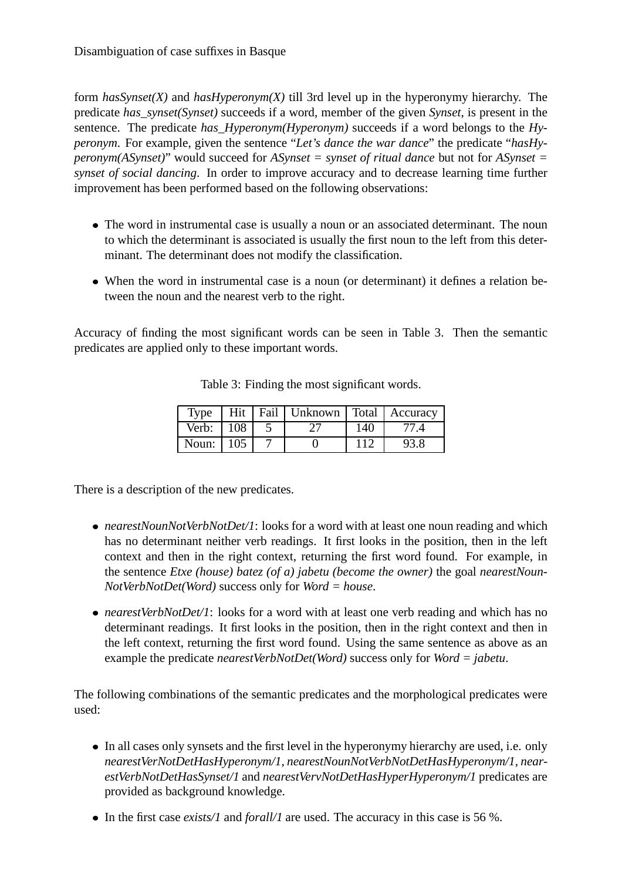form *hasSynset(X)* and *hasHyperonym(X)* till 3rd level up in the hyperonymy hierarchy. The predicate *has_synset(Synset)* succeeds if a word, member of the given *Synset*, is present in the sentence. The predicate *has_Hyperonym(Hyperonym)* succeeds if a word belongs to the *Hyperonym*. For example, given the sentence "*Let's dance the war dance*" the predicate "*hasHyperonym(ASynset)*" would succeed for *ASynset = synset of ritual dance* but not for *ASynset = synset of social dancing*. In order to improve accuracy and to decrease learning time further improvement has been performed based on the following observations:

- The word in instrumental case is usually a noun or an associated determinant. The noun to which the determinant is associated is usually the first noun to the left from this determinant. The determinant does not modify the classification.
- When the word in instrumental case is a noun (or determinant) it defines a relation between the noun and the nearest verb to the right.

Accuracy of finding the most significant words can be seen in Table 3. Then the semantic predicates are applied only to these important words.

Table 3: Finding the most significant words.

| Type | Hit | Fail | Unknown | Total | Accuracy |
|---|---|---|---|---|---|
| Verb: | 108 | 5 | 27 | 140 | 77.4 |
| Noun: | 105 | 7 | 0 | 112 | 93.8 |

There is a description of the new predicates.

- *nearestNounNotVerbNotDet/1*: looks for a word with at least one noun reading and which has no determinant neither verb readings. It first looks in the position, then in the left context and then in the right context, returning the first word found. For example, in the sentence *Etxe (house) batez (of a) jabetu (become the owner)* the goal *nearestNounNotVerbNotDet(Word)* success only for *Word = house*.
- *nearestVerbNotDet/1*: looks for a word with at least one verb reading and which has no determinant readings. It first looks in the position, then in the right context and then in the left context, returning the first word found. Using the same sentence as above as an example the predicate *nearestVerbNotDet(Word)* success only for *Word = jabetu*.

The following combinations of the semantic predicates and the morphological predicates were used:

- In all cases only synsets and the first level in the hyperonymy hierarchy are used, i.e. only *nearestVerNotDetHasHyperonym/1*, *nearestNounNotVerbNotDetHasHyperonym/1*, *nearestVerbNotDetHasSynset/1* and *nearestVervNotDetHasHyperHyperonym/1* predicates are provided as background knowledge.
- In the first case *exists/1* and *forall/1* are used. The accuracy in this case is 56 %.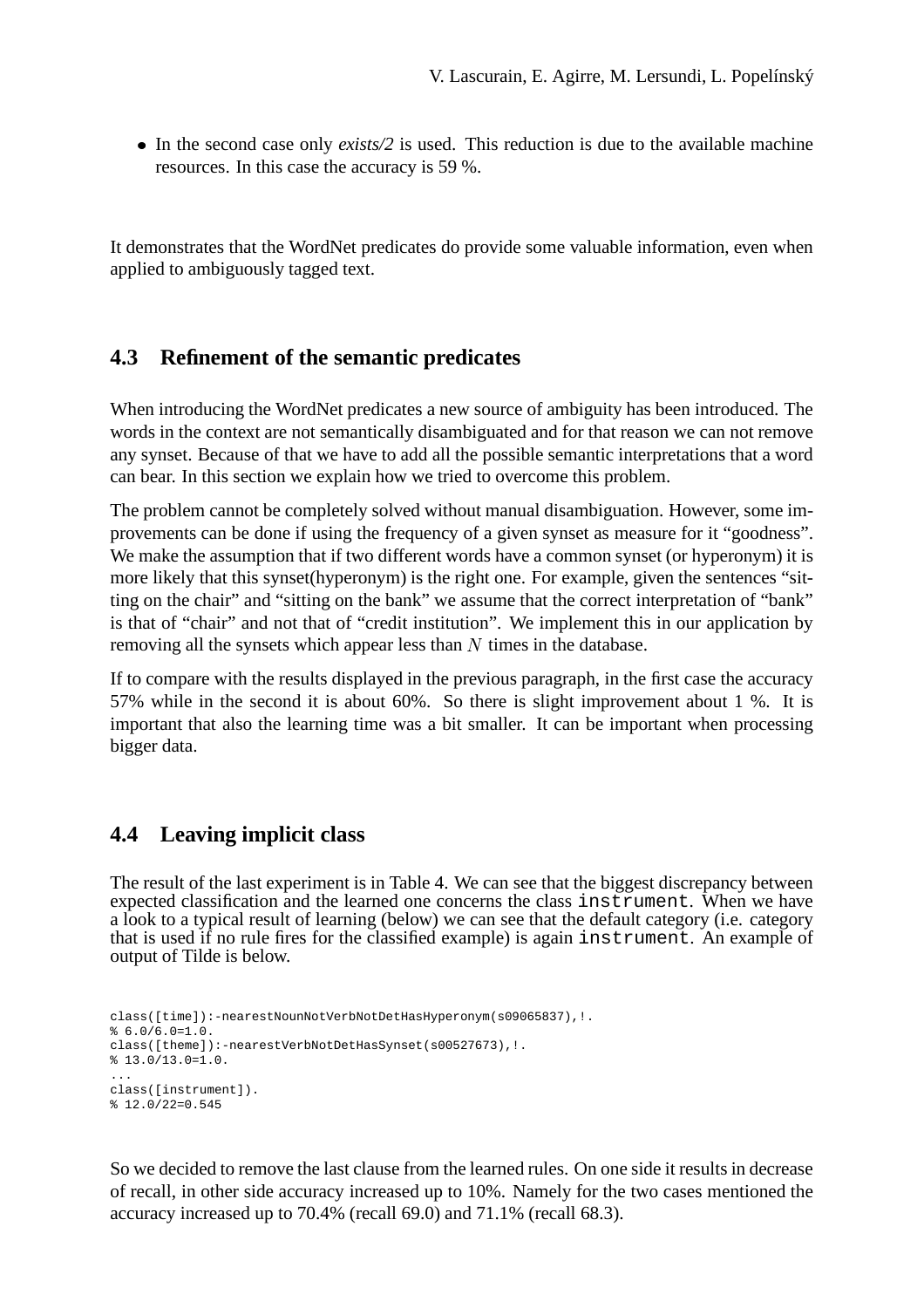- In the second case only *exists/2* is used. This reduction is due to the available machine resources. In this case the accuracy is 59 %.

It demonstrates that the WordNet predicates do provide some valuable information, even when applied to ambiguously tagged text.

### 4.3 Refinement of the semantic predicates

When introducing the WordNet predicates a new source of ambiguity has been introduced. The words in the context are not semantically disambiguated and for that reason we can not remove any synset. Because of that we have to add all the possible semantic interpretations that a word can bear. In this section we explain how we tried to overcome this problem.

The problem cannot be completely solved without manual disambiguation. However, some improvements can be done if using the frequency of a given synset as measure for it "goodness". We make the assumption that if two different words have a common synset (or hyperonym) it is more likely that this synset(hyperonym) is the right one. For example, given the sentences "sitting on the chair" and "sitting on the bank" we assume that the correct interpretation of "bank" is that of "chair" and not that of "credit institution". We implement this in our application by removing all the synsets which appear less than $N$ times in the database.

If to compare with the results displayed in the previous paragraph, in the first case the accuracy 57% while in the second it is about 60%. So there is slight improvement about 1 %. It is important that also the learning time was a bit smaller. It can be important when processing bigger data.

### 4.4 Leaving implicit class

The result of the last experiment is in Table 4. We can see that the biggest discrepancy between expected classification and the learned one concerns the class `instrument`. When we have a look to a typical result of learning (below) we can see that the default category (i.e. category that is used if no rule fires for the classified example) is again `instrument`. An example of output of Tilde is below.

```
class([time]):-nearestNounNotVerbNotDetHasHyperonym(s09065837),!.
% 6.0/6.0=1.0.
class([theme]):-nearestVerbNotDetHasSynset(s00527673),!.
% 13.0/13.0=1.0.
...
class([instrument]).
% 12.0/22=0.545
```

So we decided to remove the last clause from the learned rules. On one side it results in decrease of recall, in other side accuracy increased up to 10%. Namely for the two cases mentioned the accuracy increased up to 70.4% (recall 69.0) and 71.1% (recall 68.3).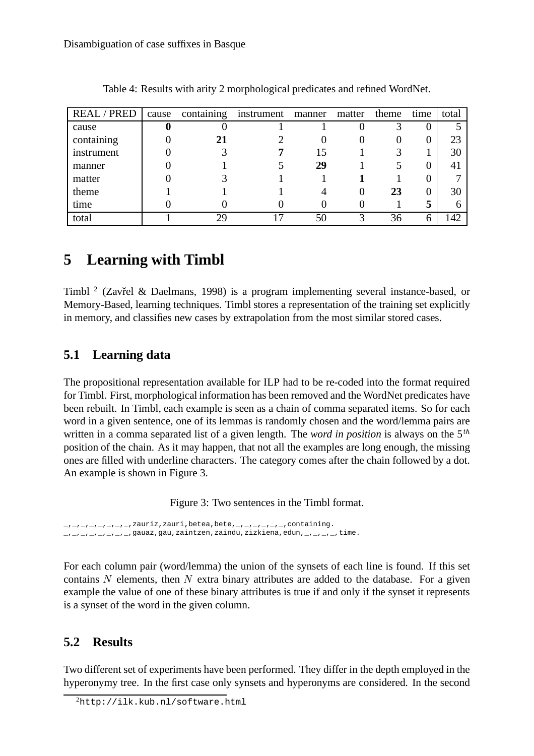Table 4: Results with arity 2 morphological predicates and refined WordNet.

| REAL / PRED | cause | containing | instrument | manner | matter | theme | time | total |
|---|---|---|---|---|---|---|---|---|
| cause | **0** | 0 | 1 | 1 | 0 | 3 | 0 | 5 |
| containing | 0 | **21** | 2 | 0 | 0 | 0 | 0 | 23 |
| instrument | 0 | 3 | **7** | 15 | 1 | 3 | 1 | 30 |
| manner | 0 | 1 | 5 | **29** | 1 | 5 | 0 | 41 |
| matter | 0 | 3 | 1 | 1 | **1** | 1 | 0 | 7 |
| theme | 1 | 1 | 1 | 4 | 0 | **23** | 0 | 30 |
| time | 0 | 0 | 0 | 0 | 0 | 1 | **5** | 6 |
| total | 1 | 29 | 17 | 50 | 3 | 36 | 6 | 142 |

# 5 Learning with Timbl

Timbl [2] (Zavřel & Daelmans, 1998) is a program implementing several instance-based, or Memory-Based, learning techniques. Timbl stores a representation of the training set explicitly in memory, and classifies new cases by extrapolation from the most similar stored cases.

## 5.1 Learning data

The propositional representation available for ILP had to be re-coded into the format required for Timbl. First, morphological information has been removed and the WordNet predicates have been rebuilt. In Timbl, each example is seen as a chain of comma separated items. So for each word in a given sentence, one of its lemmas is randomly chosen and the word/lemma pairs are written in a comma separated list of a given length. The *word in position* is always on the $5^{th}$ position of the chain. As it may happen, that not all the examples are long enough, the missing ones are filled with underline characters. The category comes after the chain followed by a dot. An example is shown in Figure 3.

Figure 3: Two sentences in the Timbl format.

```
_,_,_,_,_,_,_,_,zauriz,zauri,betea,bete,_,_,_,_,_,_,containing.
_,_,_,_,_,_,_,_,gauaz,gau,zaintzen,zaindu,zizkiena,edun,_,_,_,_,time.
```

For each column pair (word/lemma) the union of the synsets of each line is found. If this set contains $N$ elements, then $N$ extra binary attributes are added to the database. For a given example the value of one of these binary attributes is true if and only if the synset it represents is a synset of the word in the given column.

## 5.2 Results

Two different set of experiments have been performed. They differ in the depth employed in the hyperonymy tree. In the first case only synsets and hyperonyms are considered. In the second

[2] http://ilk.kub.nl/software.html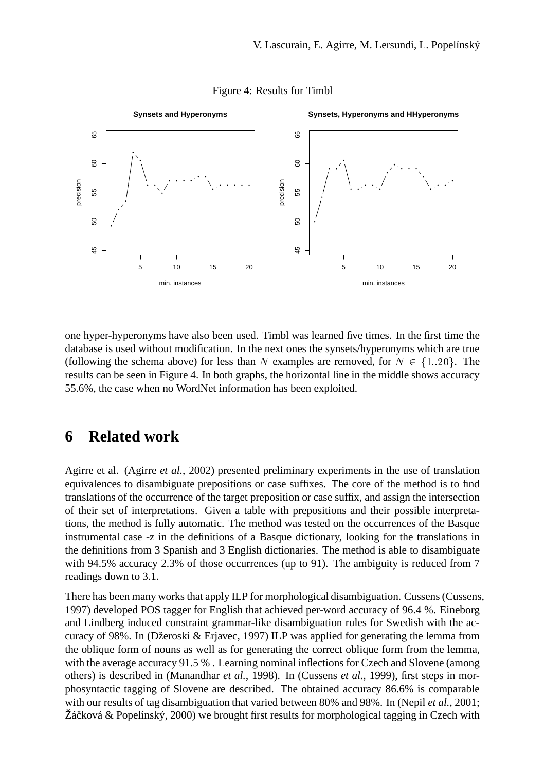Figure 4: Results for Timbl

one hyper-hyperonyms have also been used. Timbl was learned five times. In the first time the database is used without modification. In the next ones the synsets/hyperonyms which are true (following the schema above) for less than $N$ examples are removed, for $N \in \{1..20\}$. The results can be seen in Figure 4. In both graphs, the horizontal line in the middle shows accuracy 55.6%, the case when no WordNet information has been exploited.

## 6 Related work

Agirre et al. (Agirre *et al.*, 2002) presented preliminary experiments in the use of translation equivalences to disambiguate prepositions or case suffixes. The core of the method is to find translations of the occurrence of the target preposition or case suffix, and assign the intersection of their set of interpretations. Given a table with prepositions and their possible interpretations, the method is fully automatic. The method was tested on the occurrences of the Basque instrumental case -z in the definitions of a Basque dictionary, looking for the translations in the definitions from 3 Spanish and 3 English dictionaries. The method is able to disambiguate with 94.5% accuracy 2.3% of those occurrences (up to 91). The ambiguity is reduced from 7 readings down to 3.1.

There has been many works that apply ILP for morphological disambiguation. Cussens (Cussens, 1997) developed POS tagger for English that achieved per-word accuracy of 96.4 %. Eineborg and Lindberg induced constraint grammar-like disambiguation rules for Swedish with the accuracy of 98%. In (Džeroski & Erjavec, 1997) ILP was applied for generating the lemma from the oblique form of nouns as well as for generating the correct oblique form from the lemma, with the average accuracy 91.5 % . Learning nominal inflections for Czech and Slovene (among others) is described in (Manandhar *et al.*, 1998). In (Cussens *et al.*, 1999), first steps in morphosyntactic tagging of Slovene are described. The obtained accuracy 86.6% is comparable with our results of tag disambiguation that varied between 80% and 98%. In (Nepil *et al.*, 2001; Žáčková & Popelínský, 2000) we brought first results for morphological tagging in Czech with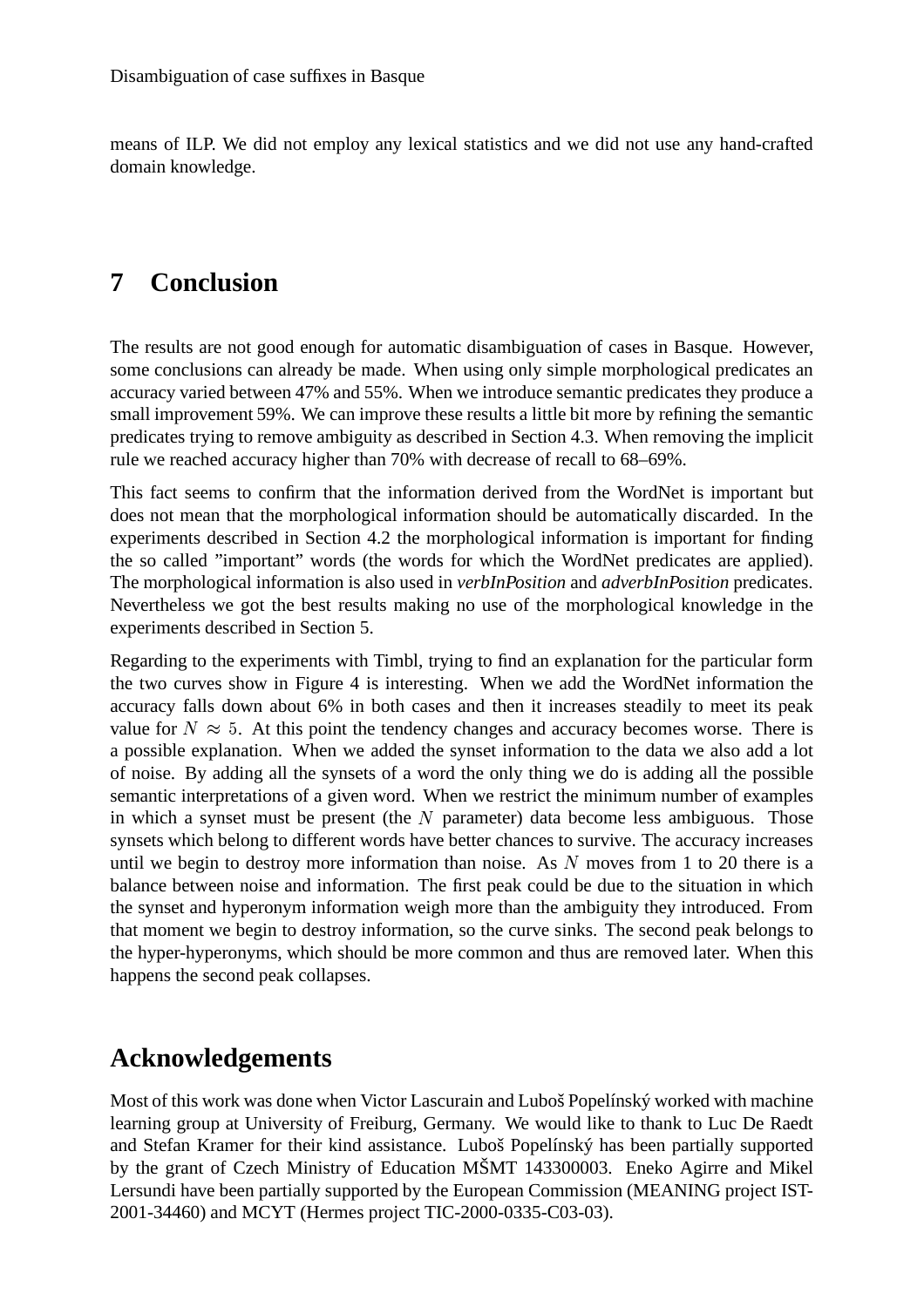means of ILP. We did not employ any lexical statistics and we did not use any hand-crafted domain knowledge.

## 7 Conclusion

The results are not good enough for automatic disambiguation of cases in Basque. However, some conclusions can already be made. When using only simple morphological predicates an accuracy varied between 47% and 55%. When we introduce semantic predicates they produce a small improvement 59%. We can improve these results a little bit more by refining the semantic predicates trying to remove ambiguity as described in Section 4.3. When removing the implicit rule we reached accuracy higher than 70% with decrease of recall to 68–69%.

This fact seems to confirm that the information derived from the WordNet is important but does not mean that the morphological information should be automatically discarded. In the experiments described in Section 4.2 the morphological information is important for finding the so called ”important” words (the words for which the WordNet predicates are applied). The morphological information is also used in *verbInPosition* and *adverbInPosition* predicates. Nevertheless we got the best results making no use of the morphological knowledge in the experiments described in Section 5.

Regarding to the experiments with Timbl, trying to find an explanation for the particular form the two curves show in Figure 4 is interesting. When we add the WordNet information the accuracy falls down about 6% in both cases and then it increases steadily to meet its peak value for $N \approx 5$. At this point the tendency changes and accuracy becomes worse. There is a possible explanation. When we added the synset information to the data we also add a lot of noise. By adding all the synsets of a word the only thing we do is adding all the possible semantic interpretations of a given word. When we restrict the minimum number of examples in which a synset must be present (the $N$ parameter) data become less ambiguous. Those synsets which belong to different words have better chances to survive. The accuracy increases until we begin to destroy more information than noise. As $N$ moves from 1 to 20 there is a balance between noise and information. The first peak could be due to the situation in which the synset and hyperonym information weigh more than the ambiguity they introduced. From that moment we begin to destroy information, so the curve sinks. The second peak belongs to the hyper-hyperonyms, which should be more common and thus are removed later. When this happens the second peak collapses.

## Acknowledgements

Most of this work was done when Victor Lascurain and Luboš Popelínský worked with machine learning group at University of Freiburg, Germany. We would like to thank to Luc De Raedt and Stefan Kramer for their kind assistance. Luboš Popelínský has been partially supported by the grant of Czech Ministry of Education MŠMT 143300003. Eneko Agirre and Mikel Lersundi have been partially supported by the European Commission (MEANING project IST-2001-34460) and MCYT (Hermes project TIC-2000-0335-C03-03).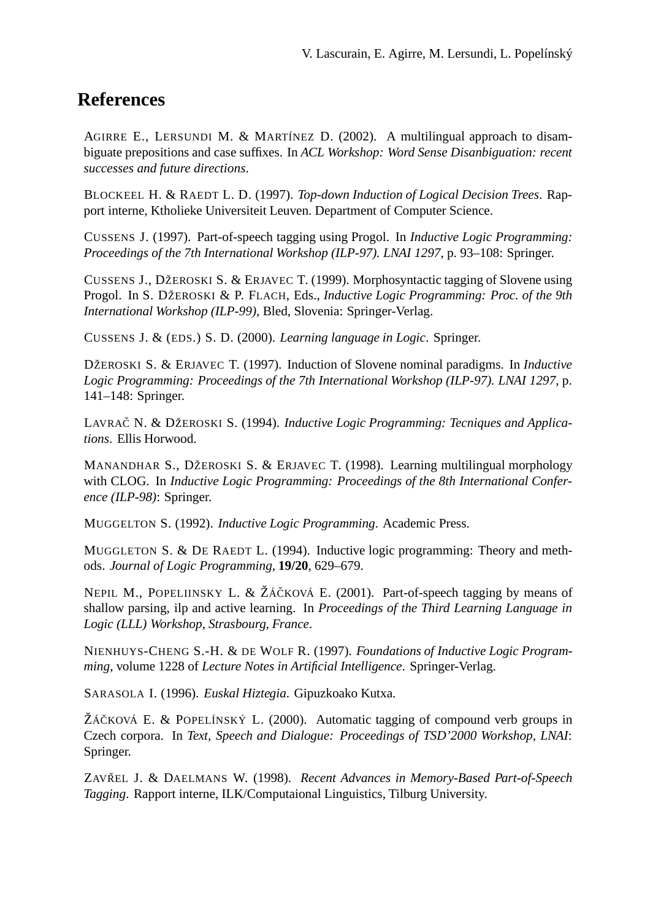## References

AGIRRE E., LERSUNDI M. & MARTÍNEZ D. (2002). A multilingual approach to disambiguate prepositions and case suffixes. In *ACL Workshop: Word Sense Disanbiguation: recent successes and future directions*.

BLOCKEEL H. & RAEDT L. D. (1997). *Top-down Induction of Logical Decision Trees*. Rapport interne, Ktholieke Universiteit Leuven. Department of Computer Science.

CUSSENS J. (1997). Part-of-speech tagging using Progol. In *Inductive Logic Programming: Proceedings of the 7th International Workshop (ILP-97). LNAI 1297*, p. 93–108: Springer.

CUSSENS J., DŽEROSKI S. & ERJAVEC T. (1999). Morphosyntactic tagging of Slovene using Progol. In S. DŽEROSKI & P. FLACH, Eds., *Inductive Logic Programming: Proc. of the 9th International Workshop (ILP-99)*, Bled, Slovenia: Springer-Verlag.

CUSSENS J. & (EDS.) S. D. (2000). *Learning language in Logic*. Springer.

DŽEROSKI S. & ERJAVEC T. (1997). Induction of Slovene nominal paradigms. In *Inductive Logic Programming: Proceedings of the 7th International Workshop (ILP-97). LNAI 1297*, p. 141–148: Springer.

LAVRAČ N. & DŽEROSKI S. (1994). *Inductive Logic Programming: Tecniques and Applications*. Ellis Horwood.

MANANDHAR S., DŽEROSKI S. & ERJAVEC T. (1998). Learning multilingual morphology with CLOG. In *Inductive Logic Programming: Proceedings of the 8th International Conference (ILP-98)*: Springer.

MUGGELTON S. (1992). *Inductive Logic Programming*. Academic Press.

MUGGLETON S. & DE RAEDT L. (1994). Inductive logic programming: Theory and methods. *Journal of Logic Programming*, **19/20**, 629–679.

NEPIL M., POPELIINSKY L. & ŽÁČKOVÁ E. (2001). Part-of-speech tagging by means of shallow parsing, ilp and active learning. In *Proceedings of the Third Learning Language in Logic (LLL) Workshop, Strasbourg, France*.

NIENHUYS-CHENG S.-H. & DE WOLF R. (1997). *Foundations of Inductive Logic Programming*, volume 1228 of *Lecture Notes in Artificial Intelligence*. Springer-Verlag.

SARASOLA I. (1996). *Euskal Hiztegia*. Gipuzkoako Kutxa.

ŽÁČKOVÁ E. & POPELÍNSKÝ L. (2000). Automatic tagging of compound verb groups in Czech corpora. In *Text, Speech and Dialogue: Proceedings of TSD'2000 Workshop, LNAI*: Springer.

ZAVŘEL J. & DAELMANS W. (1998). *Recent Advances in Memory-Based Part-of-Speech Tagging*. Rapport interne, ILK/Computaional Linguistics, Tilburg University.